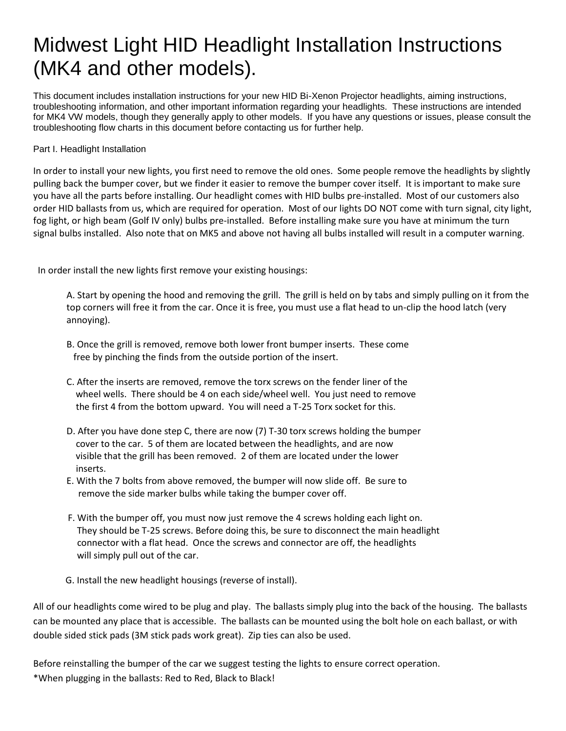# Midwest Light HID Headlight Installation Instructions (MK4 and other models).

This document includes installation instructions for your new HID Bi-Xenon Projector headlights, aiming instructions, troubleshooting information, and other important information regarding your headlights. These instructions are intended for MK4 VW models, though they generally apply to other models. If you have any questions or issues, please consult the troubleshooting flow charts in this document before contacting us for further help.

## Part I. Headlight Installation

In order to install your new lights, you first need to remove the old ones. Some people remove the headlights by slightly pulling back the bumper cover, but we finder it easier to remove the bumper cover itself. It is important to make sure you have all the parts before installing. Our headlight comes with HID bulbs pre-installed. Most of our customers also order HID ballasts from us, which are required for operation. Most of our lights DO NOT come with turn signal, city light, fog light, or high beam (Golf IV only) bulbs pre-installed. Before installing make sure you have at minimum the turn signal bulbs installed. Also note that on MK5 and above not having all bulbs installed will result in a computer warning.

In order install the new lights first remove your existing housings:

A. Start by opening the hood and removing the grill. The grill is held on by tabs and simply pulling on it from the top corners will free it from the car. Once it is free, you must use a flat head to un-clip the hood latch (very annoying).

B. Once the grill is removed, remove both lower front bumper inserts. These come free by pinching the finds from the outside portion of the insert.

C. After the inserts are removed, remove the torx screws on the fender liner of the wheel wells. There should be 4 on each side/wheel well. You just need to remove the first 4 from the bottom upward. You will need a T-25 Torx socket for this.

D. After you have done step C, there are now (7) T-30 torx screws holding the bumper cover to the car. 5 of them are located between the headlights, and are now visible that the grill has been removed. 2 of them are located under the lower inserts.

E. With the 7 bolts from above removed, the bumper will now slide off. Be sure to remove the side marker bulbs while taking the bumper cover off.

F. With the bumper off, you must now just remove the 4 screws holding each light on. They should be T-25 screws. Before doing this, be sure to disconnect the main headlight connector with a flat head. Once the screws and connector are off, the headlights will simply pull out of the car.

G. Install the new headlight housings (reverse of install).

All of our headlights come wired to be plug and play. The ballasts simply plug into the back of the housing. The ballasts can be mounted any place that is accessible. The ballasts can be mounted using the bolt hole on each ballast, or with double sided stick pads (3M stick pads work great). Zip ties can also be used.

Before reinstalling the bumper of the car we suggest testing the lights to ensure correct operation.
*When plugging in the ballasts: Red to Red, Black to Black!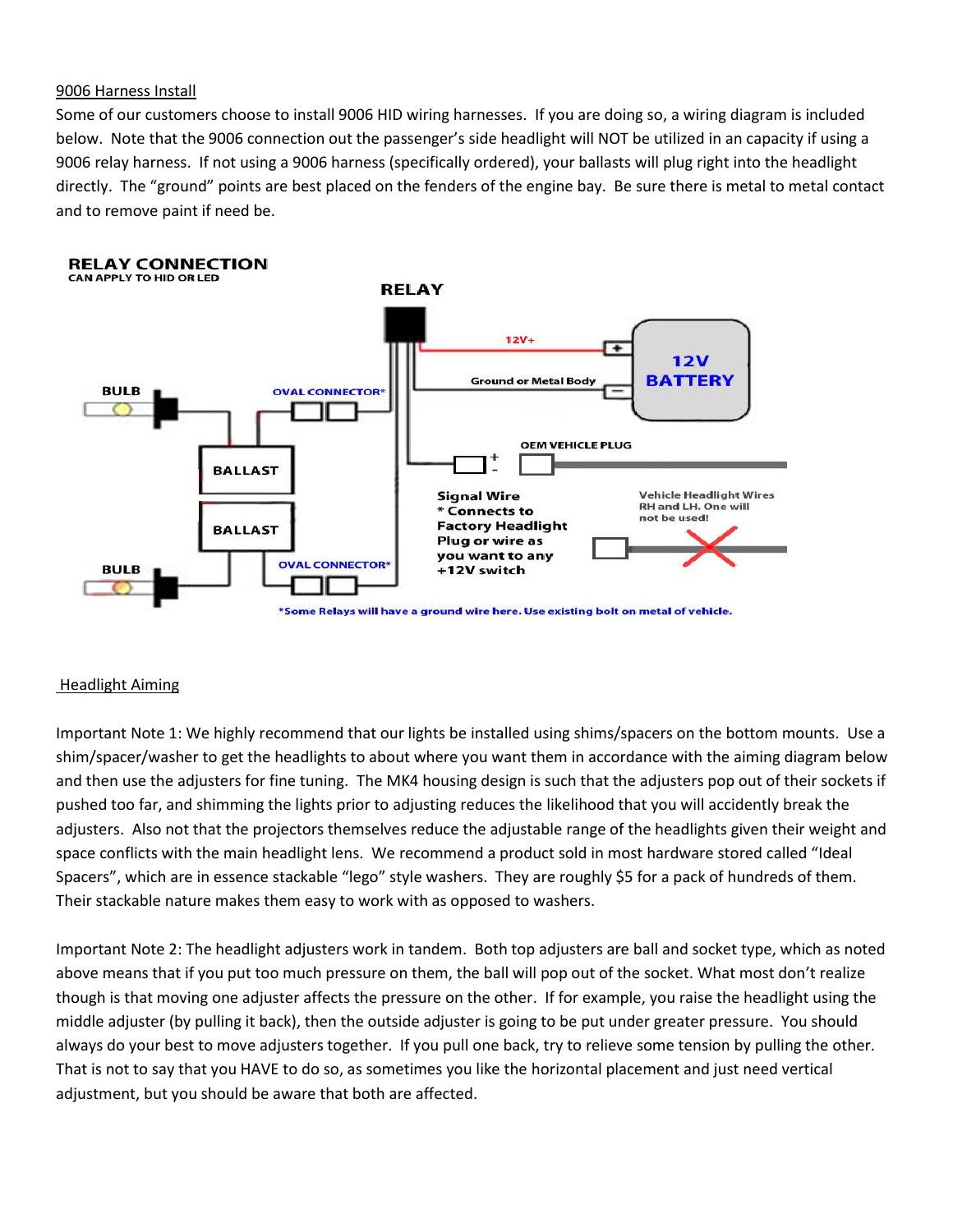## 9006 Harness Install

Some of our customers choose to install 9006 HID wiring harnesses. If you are doing so, a wiring diagram is included below. Note that the 9006 connection out the passenger's side headlight will NOT be utilized in an capacity if using a 9006 relay harness. If not using a 9006 harness (specifically ordered), your ballasts will plug right into the headlight directly. The "ground" points are best placed on the fenders of the engine bay. Be sure there is metal to metal contact and to remove paint if need be.

**RELAY CONNECTION**
CAN APPLY TO HID OR LED

RELAY

12V+

Ground or Metal Body

12V BATTERY

BULB

OVAL CONNECTOR*

BALLAST

BALLAST

BULB

OVAL CONNECTOR*

OEM VEHICLE PLUG

Signal Wire
* Connects to Factory Headlight Plug or wire as you want to any +12V switch

Vehicle Headlight Wires RH and LH. One will not be used!

*Some Relays will have a ground wire here. Use existing bolt on metal of vehicle.

## Headlight Aiming

Important Note 1: We highly recommend that our lights be installed using shims/spacers on the bottom mounts. Use a shim/spacer/washer to get the headlights to about where you want them in accordance with the aiming diagram below and then use the adjusters for fine tuning. The MK4 housing design is such that the adjusters pop out of their sockets if pushed too far, and shimming the lights prior to adjusting reduces the likelihood that you will accidently break the adjusters. Also not that the projectors themselves reduce the adjustable range of the headlights given their weight and space conflicts with the main headlight lens. We recommend a product sold in most hardware stored called "Ideal Spacers", which are in essence stackable "lego" style washers. They are roughly $5 for a pack of hundreds of them. Their stackable nature makes them easy to work with as opposed to washers.

Important Note 2: The headlight adjusters work in tandem. Both top adjusters are ball and socket type, which as noted above means that if you put too much pressure on them, the ball will pop out of the socket. What most don't realize though is that moving one adjuster affects the pressure on the other. If for example, you raise the headlight using the middle adjuster (by pulling it back), then the outside adjuster is going to be put under greater pressure. You should always do your best to move adjusters together. If you pull one back, try to relieve some tension by pulling the other. That is not to say that you HAVE to do so, as sometimes you like the horizontal placement and just need vertical adjustment, but you should be aware that both are affected.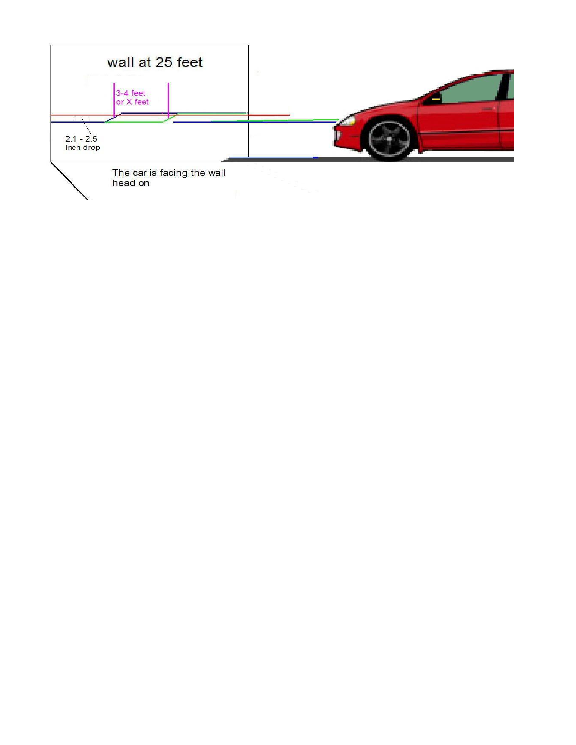wall at 25 feet

3-4 feet
or X feet

2.1 - 2.5
Inch drop

The car is facing the wall
head on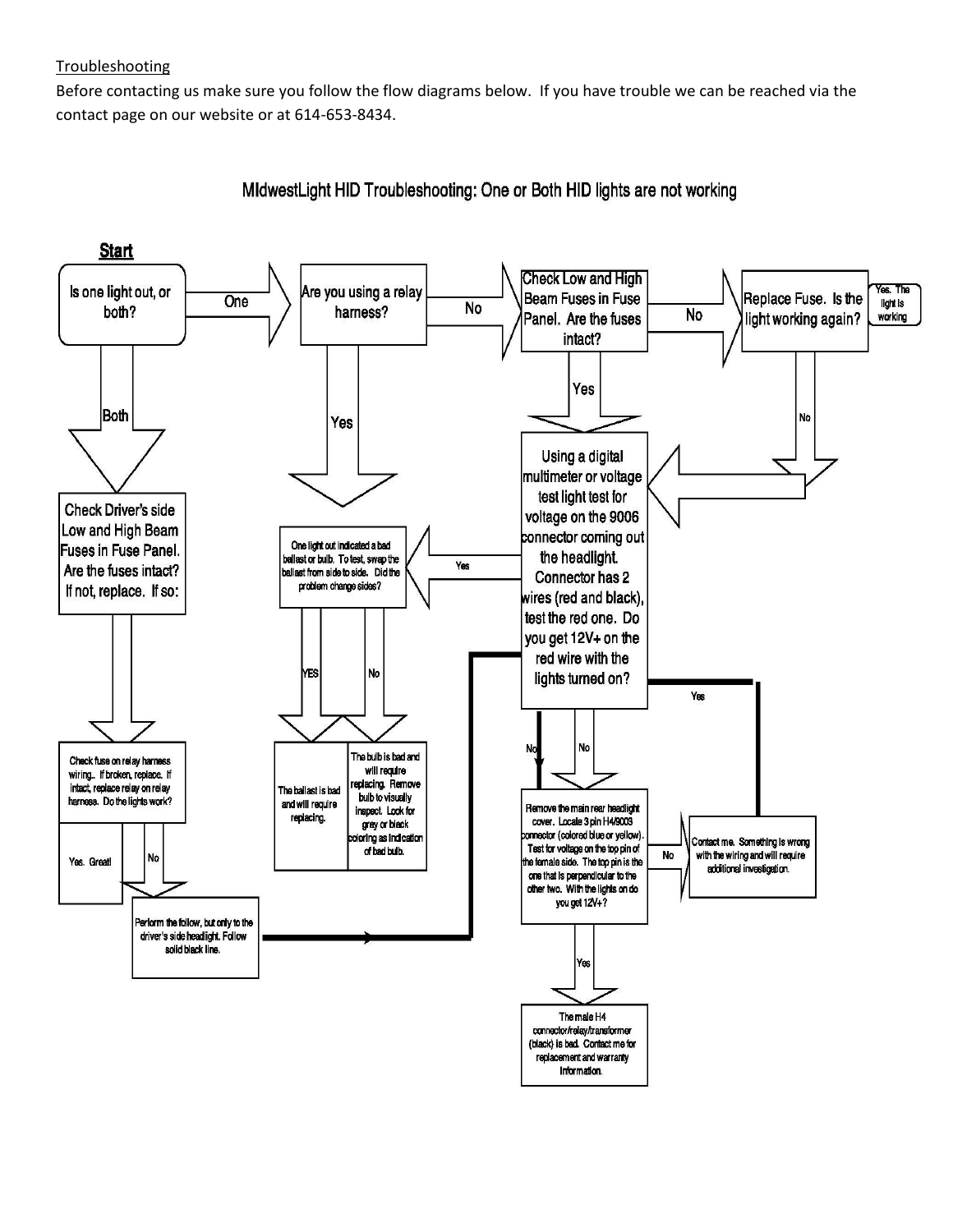Troubleshooting

Before contacting us make sure you follow the flow diagrams below. If you have trouble we can be reached via the contact page on our website or at 614-653-8434.

## MIdwestLight HID Troubleshooting: One or Both HID lights are not working

**Start**

Is one light out, or both?

One

Are you using a relay harness?

No

Check Low and High Beam Fuses in Fuse Panel. Are the fuses intact?

No

Replace Fuse. Is the light working again?

Yes. The light is working

No

Yes

Both

Check Driver's side Low and High Beam Fuses in Fuse Panel. Are the fuses intact? If not, replace. If so:

Yes

Using a digital multimeter or voltage test light test for voltage on the 9006 connector coming out the headlight. Connector has 2 wires (red and black), test the red one. Do you get 12V+ on the red wire with the lights turned on?

Yes

One light out indicated a bad ballast or bulb. To test, swap the ballast from side to side. Did the problem change sides?

YES

No

The ballast is bad and will require replacing.

The bulb is bad and will require replacing. Remove bulb to visually inspect. Look for grey or black coloring as indication of bad bulb.

Yes

No

No

Check fuse on relay harness wiring.. If broken, replace. If intact, replace relay on relay harness. Do the lights work?

Yes. Great!

No

Perform the follow, but only to the driver's side headlight. Follow solid black line.

Remove the main rear headlight cover. Locate 3 pin H4/9003 connector (colored blue or yellow). Test for voltage on the top pin of the female side. The top pin is the one that is perpendicular to the other two. With the lights on do you get 12V+?

No

Contact me. Something is wrong with the wiring and will require additional investigation.

Yes

The male H4 connector/relay/transformer (black) is bad. Contact me for replacement and warranty information.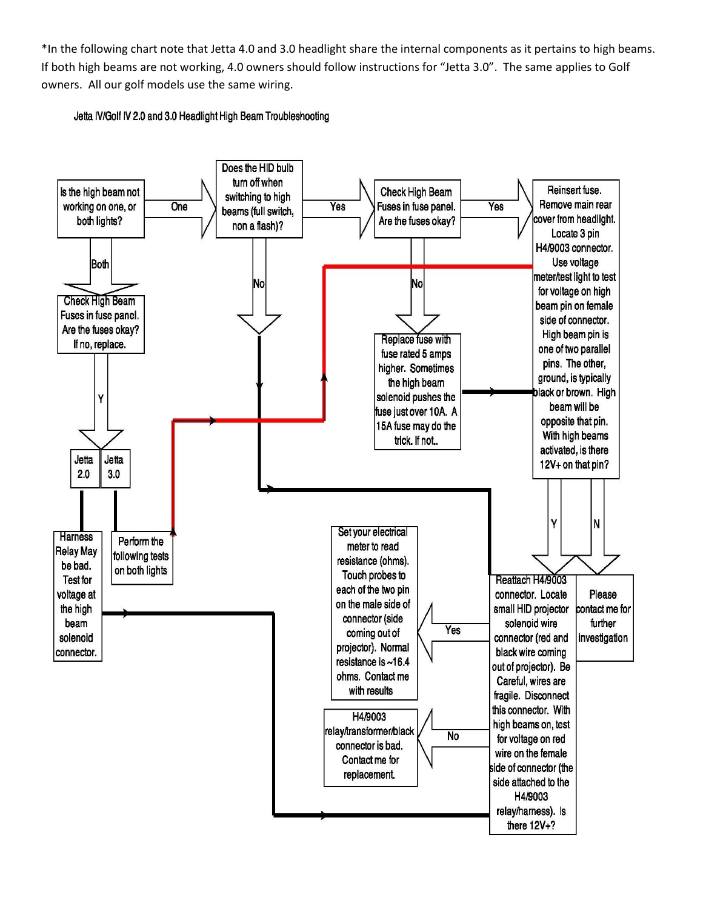*In the following chart note that Jetta 4.0 and 3.0 headlight share the internal components as it pertains to high beams. If both high beams are not working, 4.0 owners should follow instructions for "Jetta 3.0". The same applies to Golf owners. All our golf models use the same wiring.

Jetta IV/Golf IV 2.0 and 3.0 Headlight High Beam Troubleshooting

Is the high beam not working on one, or both lights?

One

Does the HID bulb turn off when switching to high beams (full switch, non a flash)?

Yes

Check High Beam Fuses in fuse panel. Are the fuses okay?

Yes

Reinsert fuse. Remove main rear cover from headlight. Locate 3 pin H4/9003 connector. Use voltage meter/test light to test for voltage on high beam pin on female side of connector. High beam pin is one of two parallel pins. The other, ground, is typically black or brown. High beam will be opposite that pin. With high beams activated, is there 12V+ on that pin?

Both

Check High Beam Fuses in fuse panel. Are the fuses okay? If no, replace.

No

No

Replace fuse with fuse rated 5 amps higher. Sometimes the high beam solenoid pushes the fuse just over 10A. A 15A fuse may do the trick. If not..

Y

Jetta 2.0

Jetta 3.0

Harness Relay May be bad. Test for voltage at the high beam solenoid connector.

Perform the following tests on both lights

Y

N

Set your electrical meter to read resistance (ohms). Touch probes to each of the two pin on the male side of connector (side coming out of projector). Normal resistance is ~16.4 ohms. Contact me with results

Yes

Reattach H4/9003 connector. Locate small HID projector solenoid wire connector (red and black wire coming out of projector). Be Careful, wires are fragile. Disconnect this connector. With high beams on, test for voltage on red wire on the female side of connector (the side attached to the H4/9003 relay/harness). Is there 12V+?

Please contact me for further investigation

H4/9003 relay/transformer/black connector is bad. Contact me for replacement.

No